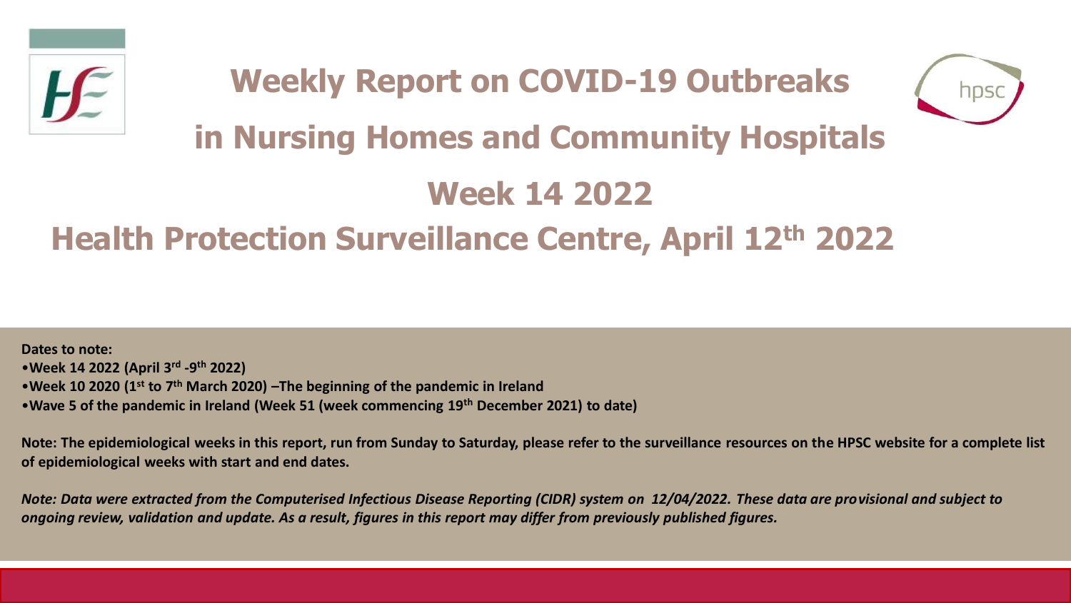# Weekly Report on COVID-19 Outbreaks in Nursing Homes and Community Hospitals

# Week 14 2022

## Health Protection Surveillance Centre, April 12th 2022

**Dates to note:**

- **Week 14 2022 (April 3rd -9th 2022)**
- **Week 10 2020 (1st to 7th March 2020) –The beginning of the pandemic in Ireland**
- **Wave 5 of the pandemic in Ireland (Week 51 (week commencing 19th December 2021) to date)**

**Note: The epidemiological weeks in this report, run from Sunday to Saturday, please refer to the surveillance resources on the HPSC website for a complete list of epidemiological weeks with start and end dates.**

***Note: Data were extracted from the Computerised Infectious Disease Reporting (CIDR) system on 12/04/2022. These data are provisional and subject to ongoing review, validation and update. As a result, figures in this report may differ from previously published figures.***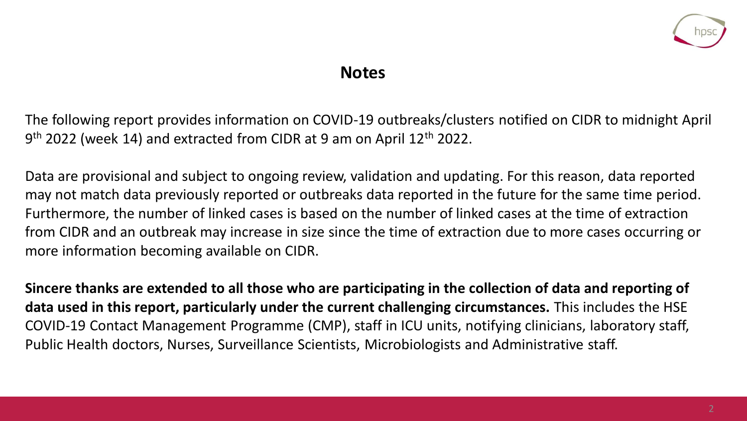## Notes

The following report provides information on COVID-19 outbreaks/clusters notified on CIDR to midnight April 9th 2022 (week 14) and extracted from CIDR at 9 am on April 12th 2022.

Data are provisional and subject to ongoing review, validation and updating. For this reason, data reported may not match data previously reported or outbreaks data reported in the future for the same time period. Furthermore, the number of linked cases is based on the number of linked cases at the time of extraction from CIDR and an outbreak may increase in size since the time of extraction due to more cases occurring or more information becoming available on CIDR.

**Sincere thanks are extended to all those who are participating in the collection of data and reporting of data used in this report, particularly under the current challenging circumstances.** This includes the HSE COVID-19 Contact Management Programme (CMP), staff in ICU units, notifying clinicians, laboratory staff, Public Health doctors, Nurses, Surveillance Scientists, Microbiologists and Administrative staff.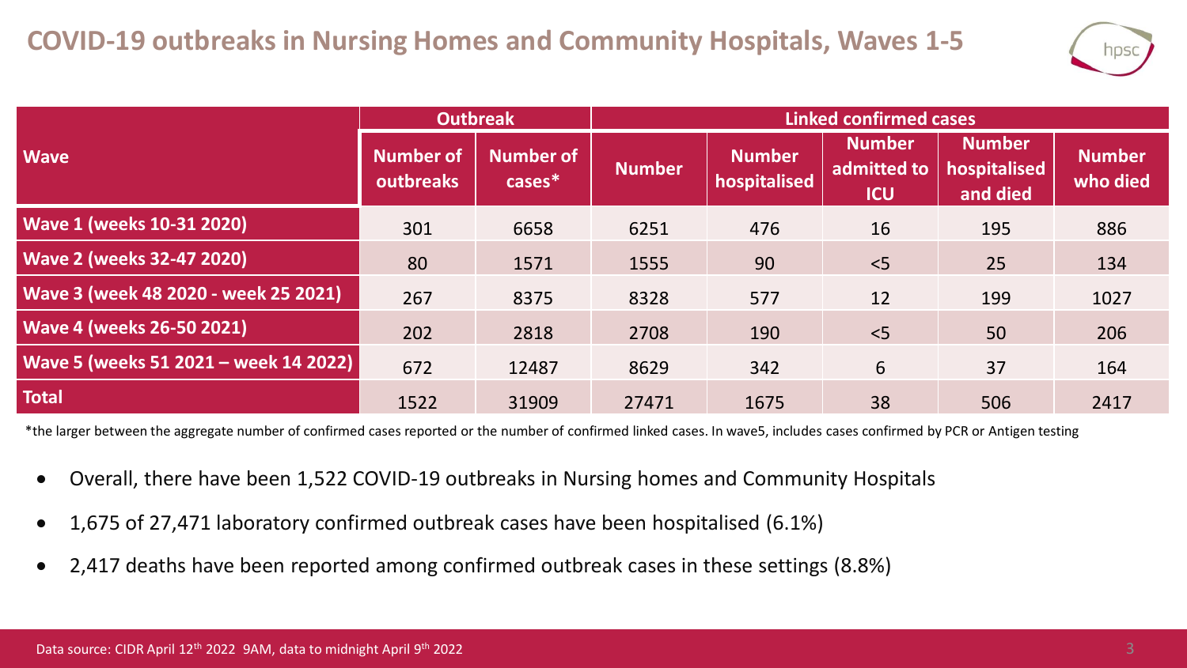# COVID-19 outbreaks in Nursing Homes and Community Hospitals, Waves 1-5

| Wave | Outbreak | | Linked confirmed cases | | | | |
|---|---|---|---|---|---|---|---|
| | Number of outbreaks | Number of cases* | Number | Number hospitalised | Number admitted to ICU | Number hospitalised and died | Number who died |
| Wave 1 (weeks 10-31 2020) | 301 | 6658 | 6251 | 476 | 16 | 195 | 886 |
| Wave 2 (weeks 32-47 2020) | 80 | 1571 | 1555 | 90 | <5 | 25 | 134 |
| Wave 3 (week 48 2020 - week 25 2021) | 267 | 8375 | 8328 | 577 | 12 | 199 | 1027 |
| Wave 4 (weeks 26-50 2021) | 202 | 2818 | 2708 | 190 | <5 | 50 | 206 |
| Wave 5 (weeks 51 2021 – week 14 2022) | 672 | 12487 | 8629 | 342 | 6 | 37 | 164 |
| Total | 1522 | 31909 | 27471 | 1675 | 38 | 506 | 2417 |

*the larger between the aggregate number of confirmed cases reported or the number of confirmed linked cases. In wave5, includes cases confirmed by PCR or Antigen testing

- Overall, there have been 1,522 COVID-19 outbreaks in Nursing homes and Community Hospitals
- 1,675 of 27,471 laboratory confirmed outbreak cases have been hospitalised (6.1%)
- 2,417 deaths have been reported among confirmed outbreak cases in these settings (8.8%)

Data source: CIDR April 12th 2022 9AM, data to midnight April 9th 2022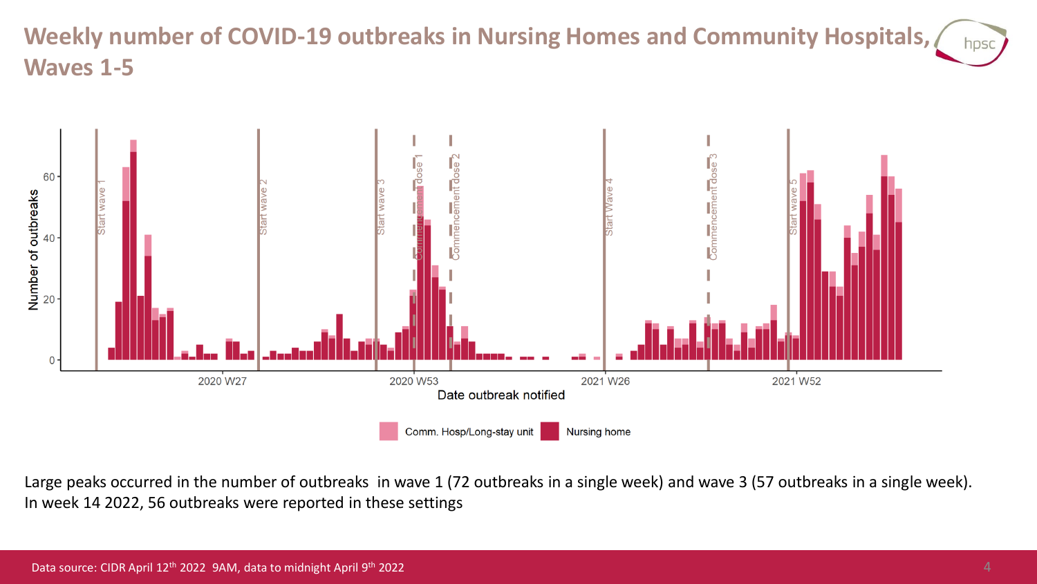# Weekly number of COVID-19 outbreaks in Nursing Homes and Community Hospitals, Waves 1-5

Large peaks occurred in the number of outbreaks in wave 1 (72 outbreaks in a single week) and wave 3 (57 outbreaks in a single week). In week 14 2022, 56 outbreaks were reported in these settings

Data source: CIDR April 12th 2022 9AM, data to midnight April 9th 2022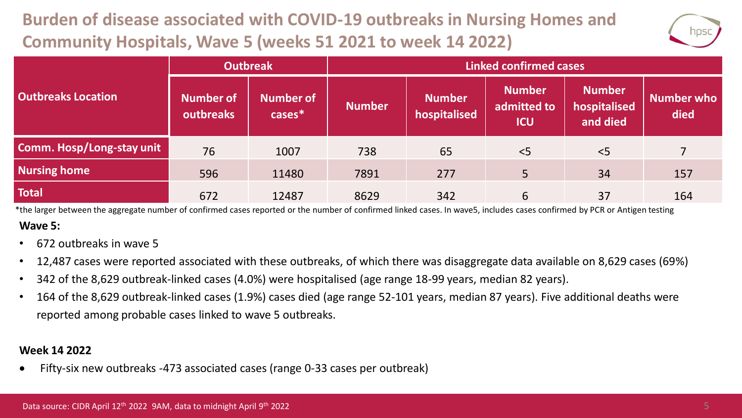# Burden of disease associated with COVID-19 outbreaks in Nursing Homes and Community Hospitals, Wave 5 (weeks 51 2021 to week 14 2022)

| Outbreaks Location | Outbreak | | Linked confirmed cases | | | | |
|---|---|---|---|---|---|---|---|
| | Number of outbreaks | Number of cases* | Number | Number hospitalised | Number admitted to ICU | Number hospitalised and died | Number who died |
| Comm. Hosp/Long-stay unit | 76 | 1007 | 738 | 65 | <5 | <5 | 7 |
| Nursing home | 596 | 11480 | 7891 | 277 | 5 | 34 | 157 |
| Total | 672 | 12487 | 8629 | 342 | 6 | 37 | 164 |

*the larger between the aggregate number of confirmed cases reported or the number of confirmed linked cases. In wave5, includes cases confirmed by PCR or Antigen testing

**Wave 5:**

- 672 outbreaks in wave 5
- 12,487 cases were reported associated with these outbreaks, of which there was disaggregate data available on 8,629 cases (69%)
- 342 of the 8,629 outbreak-linked cases (4.0%) were hospitalised (age range 18-99 years, median 82 years).
- 164 of the 8,629 outbreak-linked cases (1.9%) cases died (age range 52-101 years, median 87 years). Five additional deaths were reported among probable cases linked to wave 5 outbreaks.

**Week 14 2022**

- Fifty-six new outbreaks -473 associated cases (range 0-33 cases per outbreak)

Data source: CIDR April 12th 2022 9AM, data to midnight April 9th 2022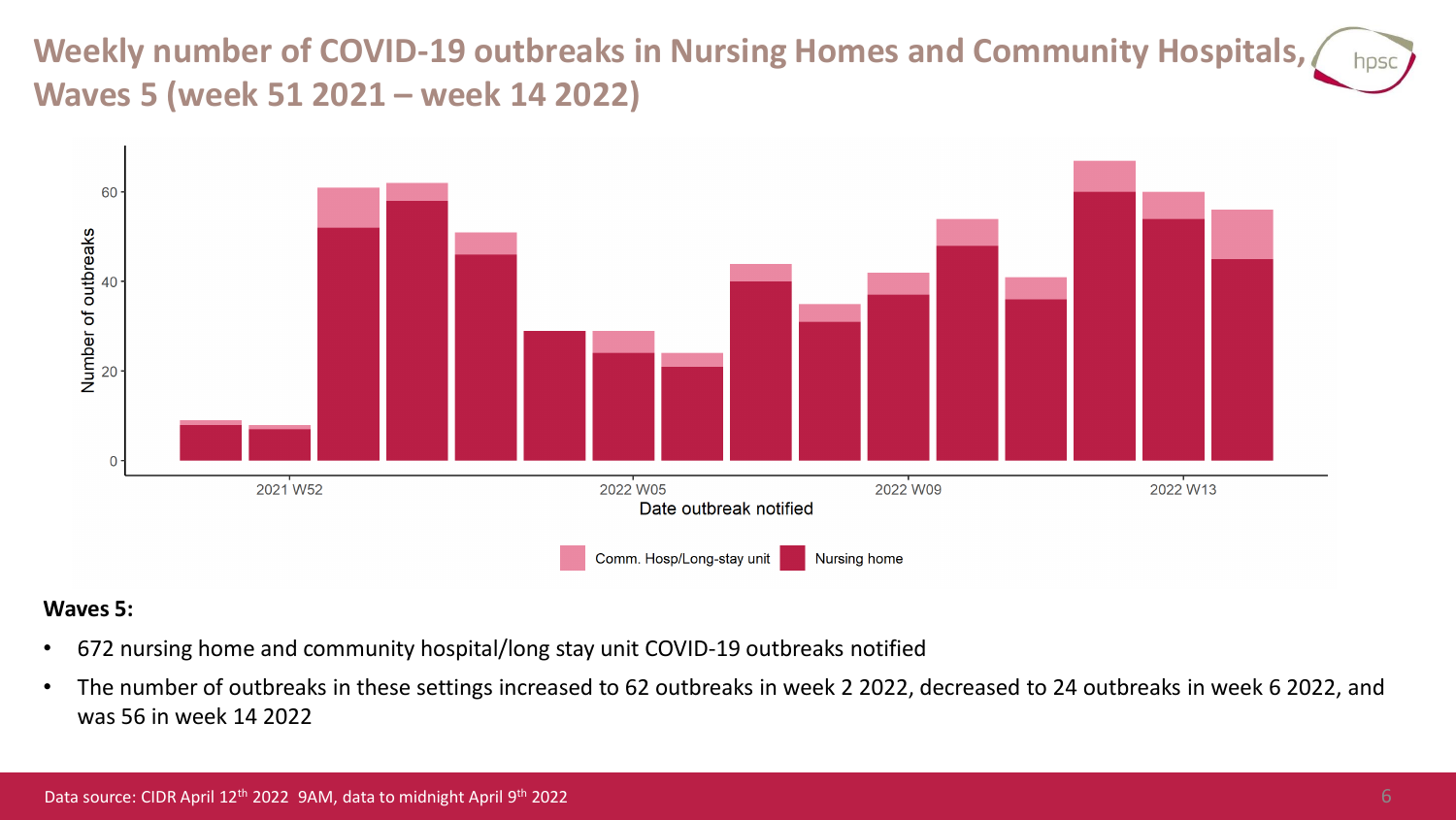# Weekly number of COVID-19 outbreaks in Nursing Homes and Community Hospitals, Waves 5 (week 51 2021 – week 14 2022)

**Waves 5:**

- 672 nursing home and community hospital/long stay unit COVID-19 outbreaks notified
- The number of outbreaks in these settings increased to 62 outbreaks in week 2 2022, decreased to 24 outbreaks in week 6 2022, and was 56 in week 14 2022

Data source: CIDR April 12th 2022 9AM, data to midnight April 9th 2022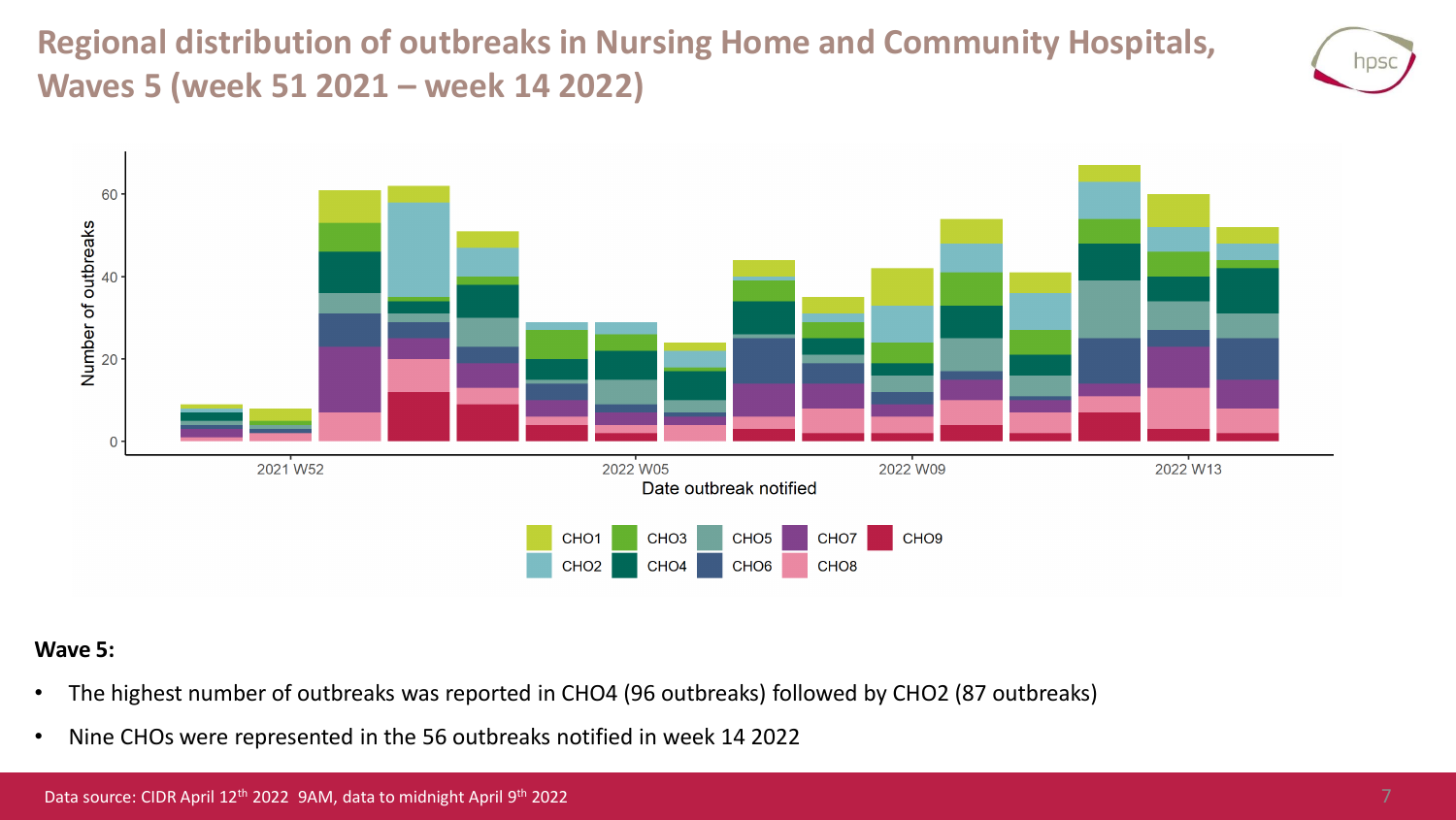# Regional distribution of outbreaks in Nursing Home and Community Hospitals, Waves 5 (week 51 2021 – week 14 2022)

**Wave 5:**

- The highest number of outbreaks was reported in CHO4 (96 outbreaks) followed by CHO2 (87 outbreaks)
- Nine CHOs were represented in the 56 outbreaks notified in week 14 2022

Data source: CIDR April 12th 2022 9AM, data to midnight April 9th 2022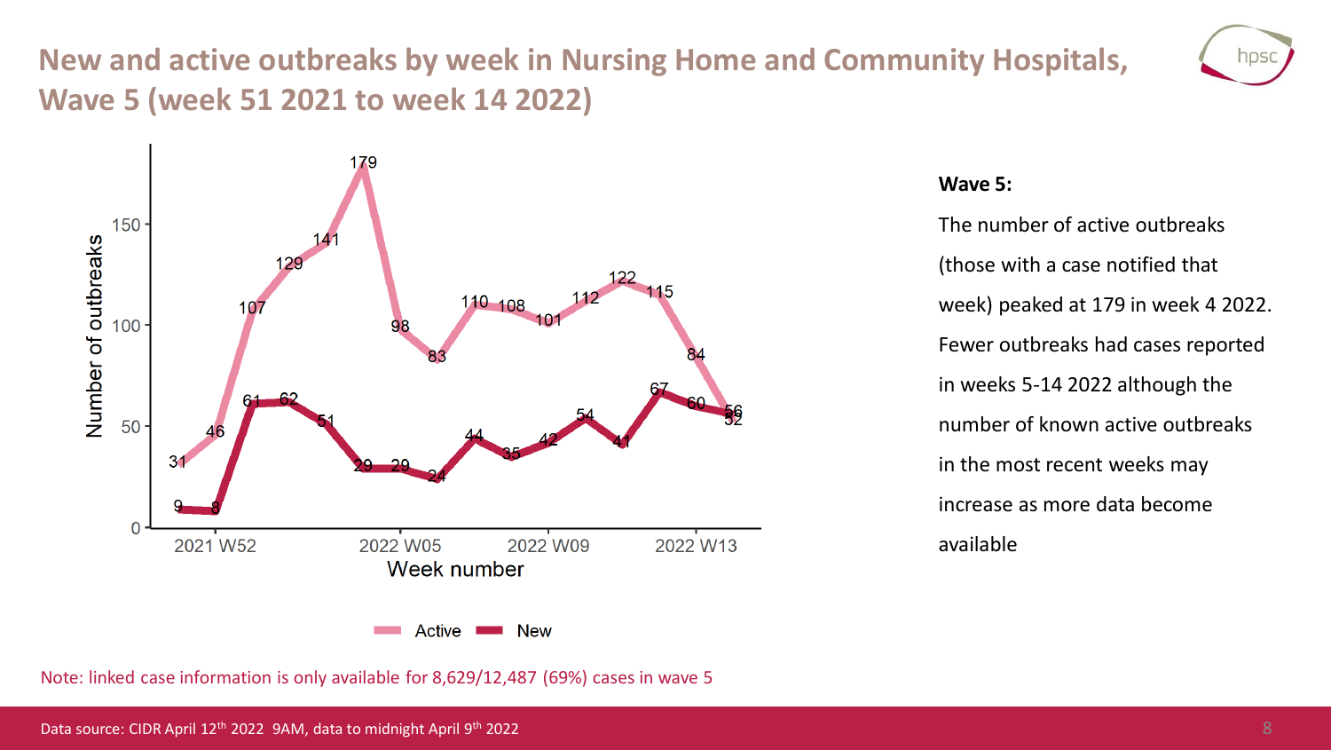# New and active outbreaks by week in Nursing Home and Community Hospitals, Wave 5 (week 51 2021 to week 14 2022)

**Wave 5:**

The number of active outbreaks (those with a case notified that week) peaked at 179 in week 4 2022. Fewer outbreaks had cases reported in weeks 5-14 2022 although the number of known active outbreaks in the most recent weeks may increase as more data become available

Note: linked case information is only available for 8,629/12,487 (69%) cases in wave 5

Data source: CIDR April 12th 2022 9AM, data to midnight April 9th 2022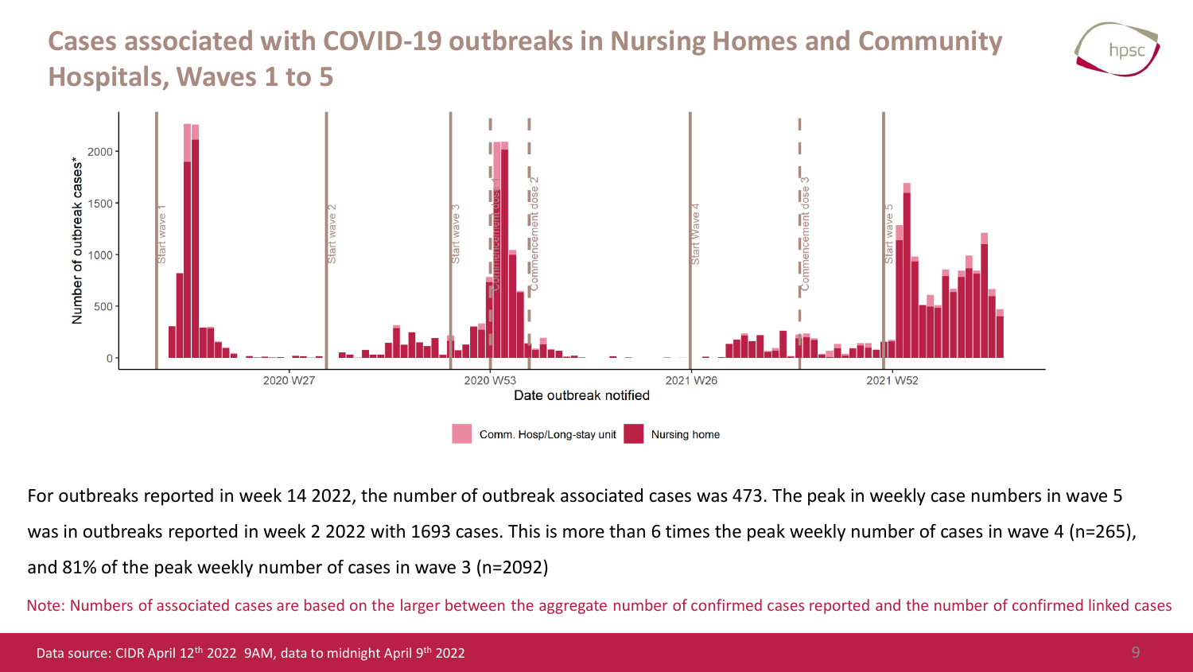# Cases associated with COVID-19 outbreaks in Nursing Homes and Community Hospitals, Waves 1 to 5

For outbreaks reported in week 14 2022, the number of outbreak associated cases was 473. The peak in weekly case numbers in wave 5 was in outbreaks reported in week 2 2022 with 1693 cases. This is more than 6 times the peak weekly number of cases in wave 4 (n=265), and 81% of the peak weekly number of cases in wave 3 (n=2092)

Note: Numbers of associated cases are based on the larger between the aggregate number of confirmed cases reported and the number of confirmed linked cases

Data source: CIDR April 12th 2022 9AM, data to midnight April 9th 2022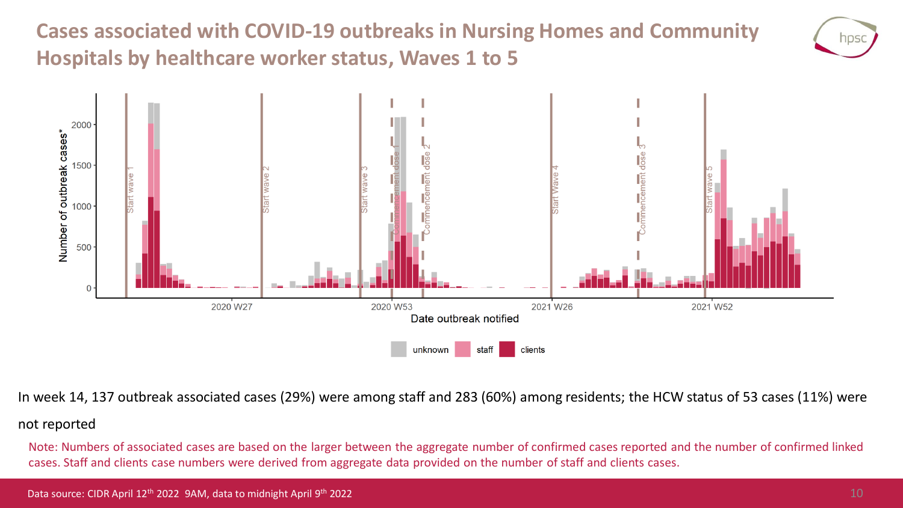# Cases associated with COVID-19 outbreaks in Nursing Homes and Community Hospitals by healthcare worker status, Waves 1 to 5

In week 14, 137 outbreak associated cases (29%) were among staff and 283 (60%) among residents; the HCW status of 53 cases (11%) were not reported

Note: Numbers of associated cases are based on the larger between the aggregate number of confirmed cases reported and the number of confirmed linked cases. Staff and clients case numbers were derived from aggregate data provided on the number of staff and clients cases.

Data source: CIDR April 12th 2022 9AM, data to midnight April 9th 2022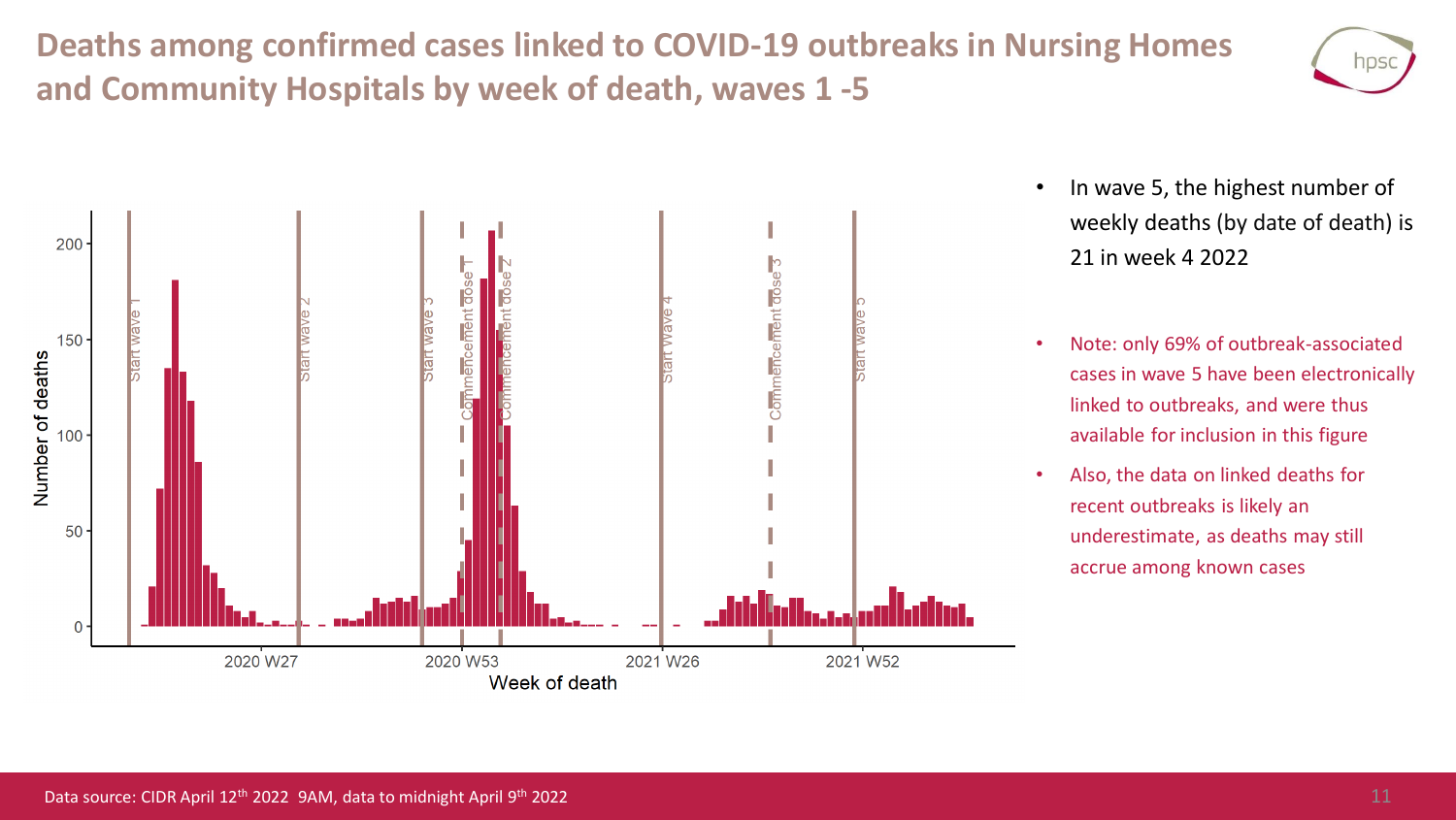# Deaths among confirmed cases linked to COVID-19 outbreaks in Nursing Homes and Community Hospitals by week of death, waves 1 -5

- In wave 5, the highest number of weekly deaths (by date of death) is 21 in week 4 2022

- Note: only 69% of outbreak-associated cases in wave 5 have been electronically linked to outbreaks, and were thus available for inclusion in this figure
- Also, the data on linked deaths for recent outbreaks is likely an underestimate, as deaths may still accrue among known cases

Data source: CIDR April 12th 2022 9AM, data to midnight April 9th 2022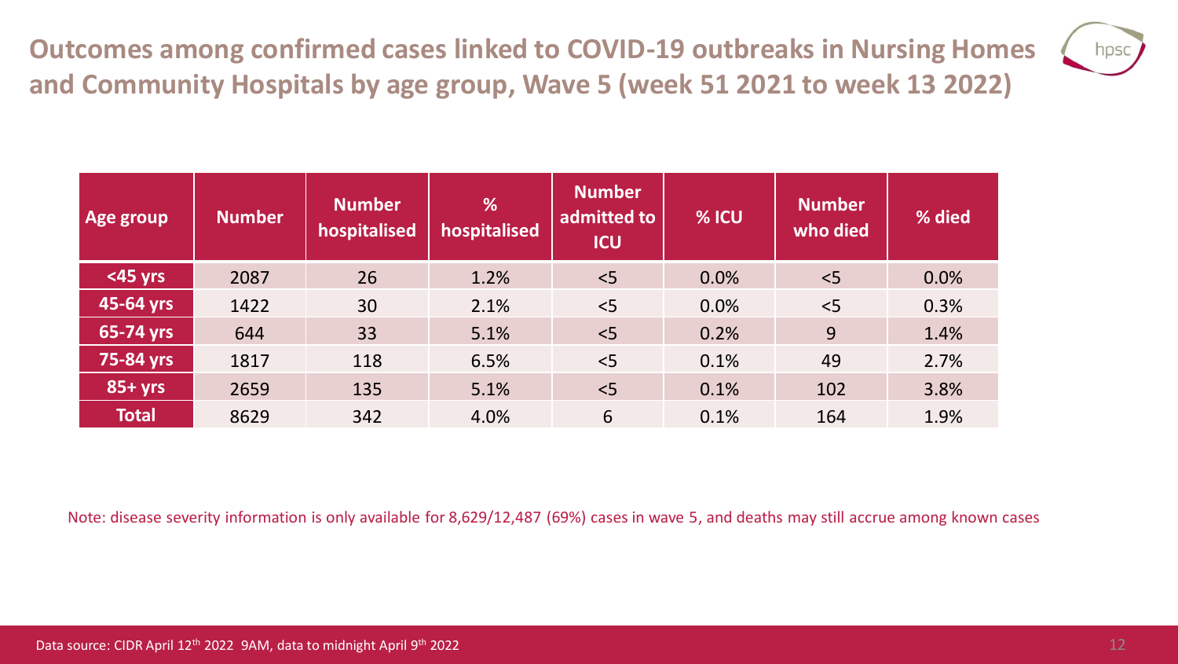## Outcomes among confirmed cases linked to COVID-19 outbreaks in Nursing Homes and Community Hospitals by age group, Wave 5 (week 51 2021 to week 13 2022)

| Age group | Number | Number hospitalised | % hospitalised | Number admitted to ICU | % ICU | Number who died | % died |
|---|---|---|---|---|---|---|---|
| <45 yrs | 2087 | 26 | 1.2% | <5 | 0.0% | <5 | 0.0% |
| 45-64 yrs | 1422 | 30 | 2.1% | <5 | 0.0% | <5 | 0.3% |
| 65-74 yrs | 644 | 33 | 5.1% | <5 | 0.2% | 9 | 1.4% |
| 75-84 yrs | 1817 | 118 | 6.5% | <5 | 0.1% | 49 | 2.7% |
| 85+ yrs | 2659 | 135 | 5.1% | <5 | 0.1% | 102 | 3.8% |
| Total | 8629 | 342 | 4.0% | 6 | 0.1% | 164 | 1.9% |

Note: disease severity information is only available for 8,629/12,487 (69%) cases in wave 5, and deaths may still accrue among known cases

Data source: CIDR April 12th 2022 9AM, data to midnight April 9th 2022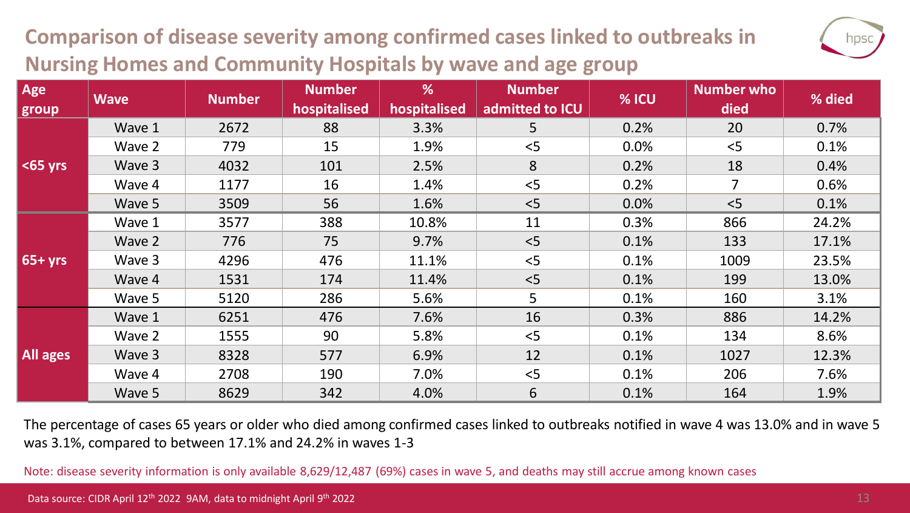# Comparison of disease severity among confirmed cases linked to outbreaks in Nursing Homes and Community Hospitals by wave and age group

| Age group | Wave | Number | Number hospitalised | % hospitalised | Number admitted to ICU | % ICU | Number who died | % died |
|---|---|---|---|---|---|---|---|---|
| <65 yrs | Wave 1 | 2672 | 88 | 3.3% | 5 | 0.2% | 20 | 0.7% |
| | Wave 2 | 779 | 15 | 1.9% | <5 | 0.0% | <5 | 0.1% |
| | Wave 3 | 4032 | 101 | 2.5% | 8 | 0.2% | 18 | 0.4% |
| | Wave 4 | 1177 | 16 | 1.4% | <5 | 0.2% | 7 | 0.6% |
| | Wave 5 | 3509 | 56 | 1.6% | <5 | 0.0% | <5 | 0.1% |
| 65+ yrs | Wave 1 | 3577 | 388 | 10.8% | 11 | 0.3% | 866 | 24.2% |
| | Wave 2 | 776 | 75 | 9.7% | <5 | 0.1% | 133 | 17.1% |
| | Wave 3 | 4296 | 476 | 11.1% | <5 | 0.1% | 1009 | 23.5% |
| | Wave 4 | 1531 | 174 | 11.4% | <5 | 0.1% | 199 | 13.0% |
| | Wave 5 | 5120 | 286 | 5.6% | 5 | 0.1% | 160 | 3.1% |
| All ages | Wave 1 | 6251 | 476 | 7.6% | 16 | 0.3% | 886 | 14.2% |
| | Wave 2 | 1555 | 90 | 5.8% | <5 | 0.1% | 134 | 8.6% |
| | Wave 3 | 8328 | 577 | 6.9% | 12 | 0.1% | 1027 | 12.3% |
| | Wave 4 | 2708 | 190 | 7.0% | <5 | 0.1% | 206 | 7.6% |
| | Wave 5 | 8629 | 342 | 4.0% | 6 | 0.1% | 164 | 1.9% |

The percentage of cases 65 years or older who died among confirmed cases linked to outbreaks notified in wave 4 was 13.0% and in wave 5 was 3.1%, compared to between 17.1% and 24.2% in waves 1-3

Note: disease severity information is only available 8,629/12,487 (69%) cases in wave 5, and deaths may still accrue among known cases

Data source: CIDR April 12th 2022 9AM, data to midnight April 9th 2022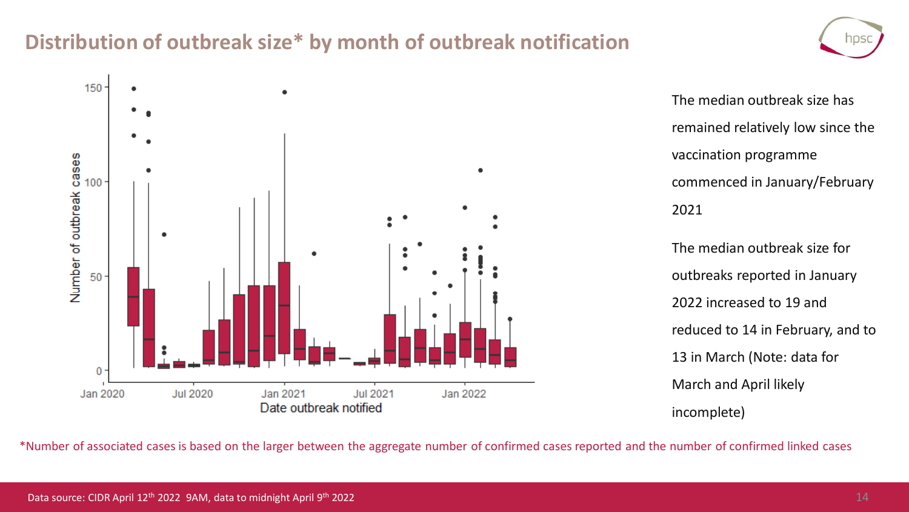## Distribution of outbreak size* by month of outbreak notification

The median outbreak size has remained relatively low since the vaccination programme commenced in January/February 2021

The median outbreak size for outbreaks reported in January 2022 increased to 19 and reduced to 14 in February, and to 13 in March (Note: data for March and April likely incomplete)

*Number of associated cases is based on the larger between the aggregate number of confirmed cases reported and the number of confirmed linked cases

Data source: CIDR April 12th 2022 9AM, data to midnight April 9th 2022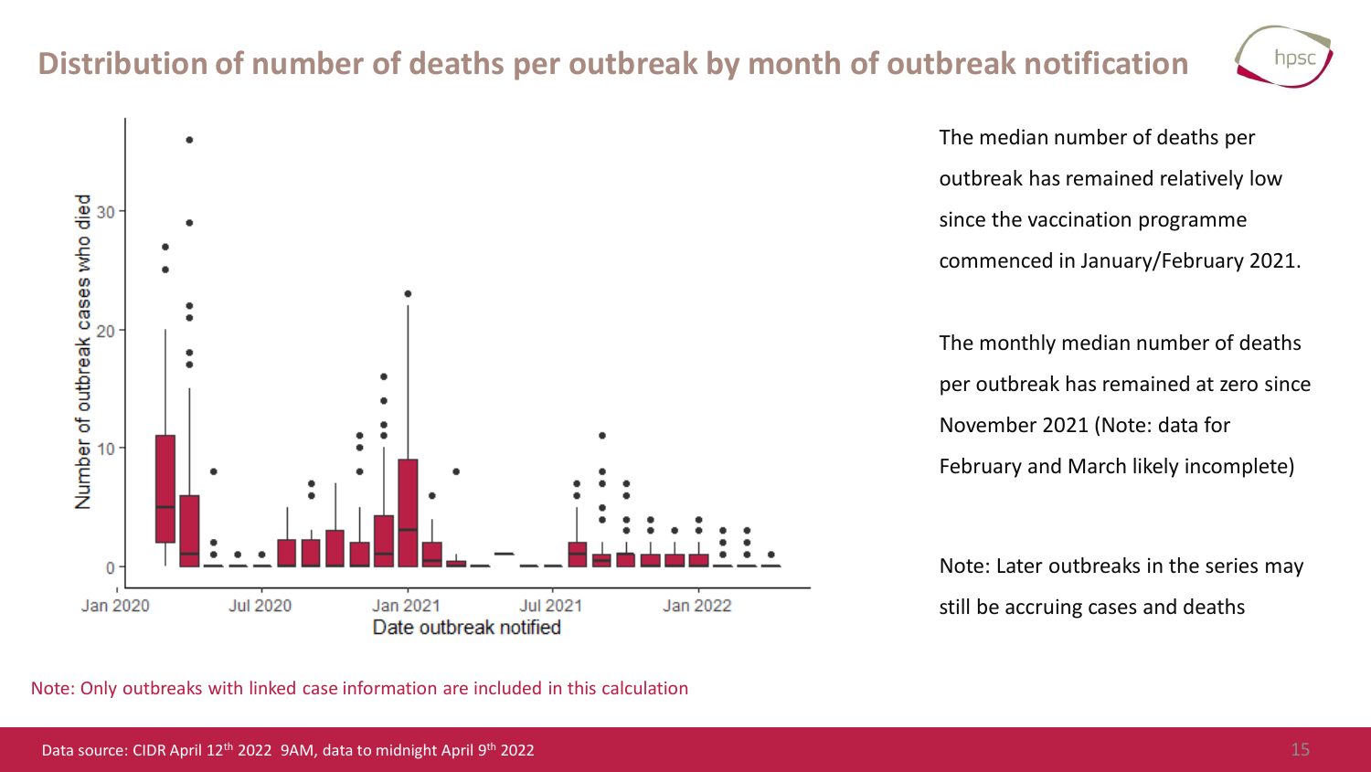# Distribution of number of deaths per outbreak by month of outbreak notification

The median number of deaths per outbreak has remained relatively low since the vaccination programme commenced in January/February 2021.

The monthly median number of deaths per outbreak has remained at zero since November 2021 (Note: data for February and March likely incomplete)

Note: Later outbreaks in the series may still be accruing cases and deaths

Note: Only outbreaks with linked case information are included in this calculation

Data source: CIDR April 12th 2022 9AM, data to midnight April 9th 2022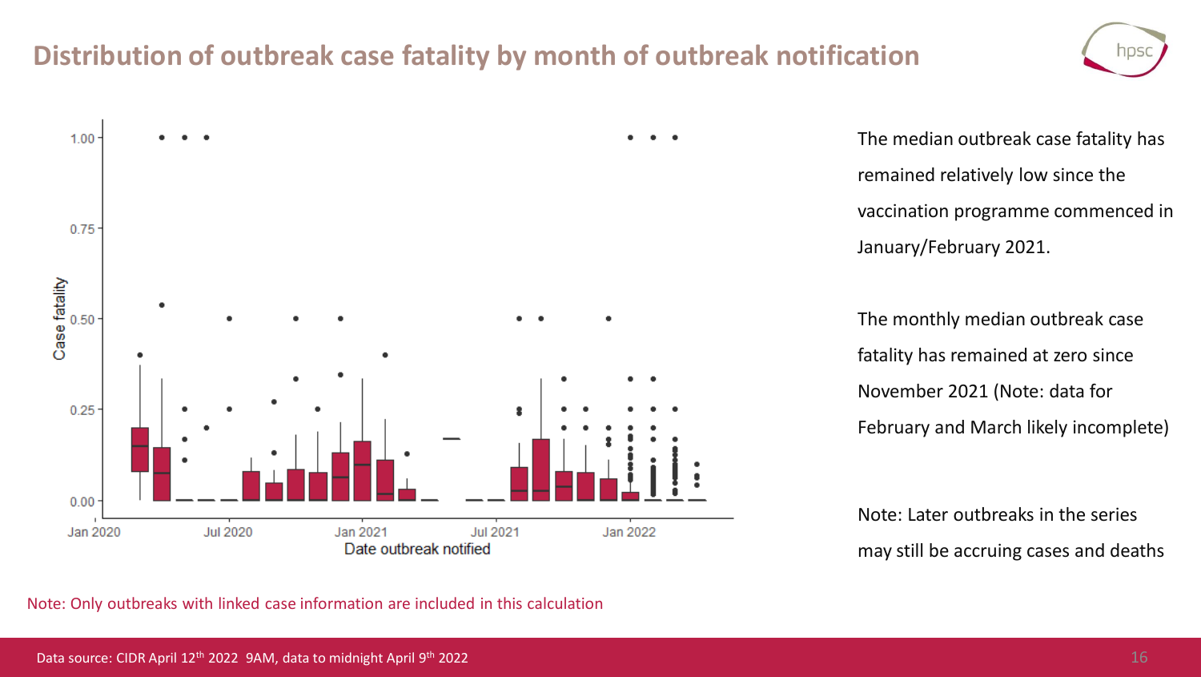# Distribution of outbreak case fatality by month of outbreak notification

The median outbreak case fatality has remained relatively low since the vaccination programme commenced in January/February 2021.

The monthly median outbreak case fatality has remained at zero since November 2021 (Note: data for February and March likely incomplete)

Note: Later outbreaks in the series may still be accruing cases and deaths

Note: Only outbreaks with linked case information are included in this calculation

Data source: CIDR April 12th 2022 9AM, data to midnight April 9th 2022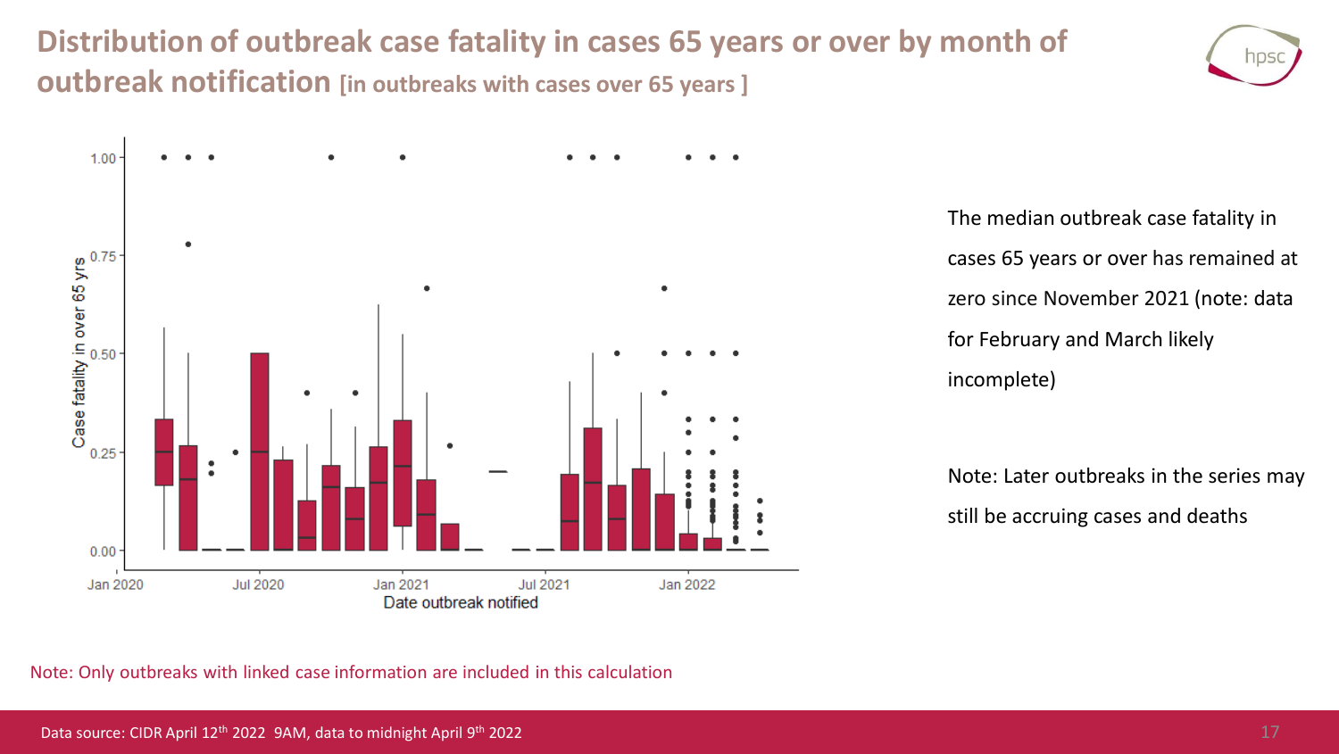# Distribution of outbreak case fatality in cases 65 years or over by month of outbreak notification [in outbreaks with cases over 65 years ]

1.00
0.75
0.50
0.25
0.00

Case fatality in over 65 yrs

Jan 2020
Jul 2020
Jan 2021
Jul 2021
Jan 2022

Date outbreak notified

The median outbreak case fatality in cases 65 years or over has remained at zero since November 2021 (note: data for February and March likely incomplete)

Note: Later outbreaks in the series may still be accruing cases and deaths

Note: Only outbreaks with linked case information are included in this calculation

Data source: CIDR April 12th 2022 9AM, data to midnight April 9th 2022